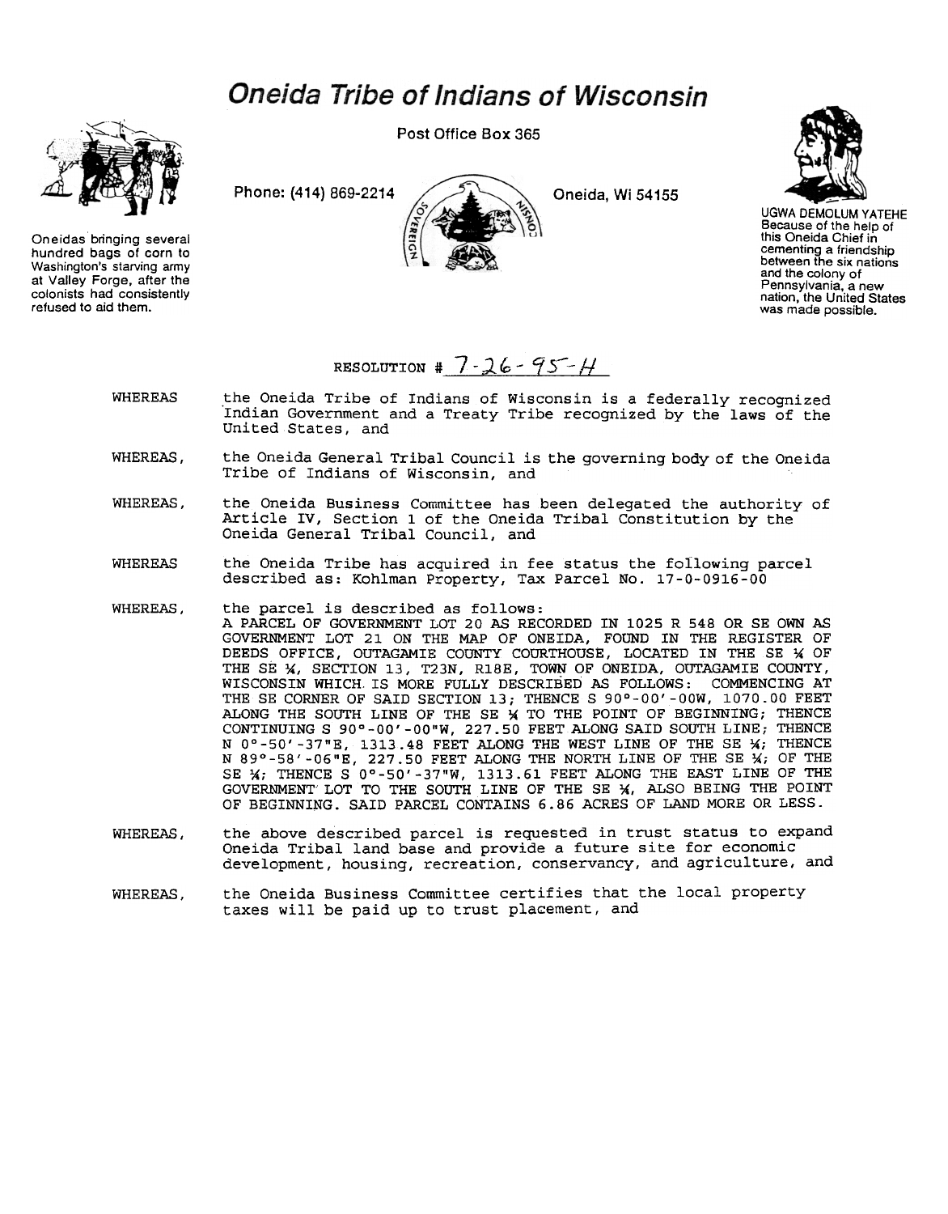# Oneida Tribe of Indians of Wisconsin

Post Office Box 365

Phone: (414) 869-2214

Oneida, Wi 54155

Oneidas bringing several hundred bags of corn to Washington's starving army at Valley Forge, after the colonists had consistently refused to aid them.

UGWA DEMOLUM YATEHE
Because of the help of this Oneida Chief in cementing a friendship between the six nations and the colony of Pennsylvania, a new nation, the United States was made possible.

RESOLUTION # 7-26-95-H

WHEREAS the Oneida Tribe of Indians of Wisconsin is a federally recognized Indian Government and a Treaty Tribe recognized by the laws of the United States, and

WHEREAS, the Oneida General Tribal Council is the governing body of the Oneida Tribe of Indians of Wisconsin, and

WHEREAS, the Oneida Business Committee has been delegated the authority of Article IV, Section 1 of the Oneida Tribal Constitution by the Oneida General Tribal Council, and

WHEREAS the Oneida Tribe has acquired in fee status the following parcel described as: Kohlman Property, Tax Parcel No. 17-0-0916-00

WHEREAS, the parcel is described as follows:
A PARCEL OF GOVERNMENT LOT 20 AS RECORDED IN 1025 R 548 OR SE OWN AS GOVERNMENT LOT 21 ON THE MAP OF ONEIDA, FOUND IN THE REGISTER OF DEEDS OFFICE, OUTAGAMIE COUNTY COURTHOUSE, LOCATED IN THE SE ¼ OF THE SE ¼, SECTION 13, T23N, R18E, TOWN OF ONEIDA, OUTAGAMIE COUNTY, WISCONSIN WHICH IS MORE FULLY DESCRIBED AS FOLLOWS: COMMENCING AT THE SE CORNER OF SAID SECTION 13; THENCE S 90°-00'-00W, 1070.00 FEET ALONG THE SOUTH LINE OF THE SE ¼ TO THE POINT OF BEGINNING; THENCE CONTINUING S 90°-00'-00"W, 227.50 FEET ALONG SAID SOUTH LINE; THENCE N 0°-50'-37"E, 1313.48 FEET ALONG THE WEST LINE OF THE SE ¼; THENCE N 89°-58'-06"E, 227.50 FEET ALONG THE NORTH LINE OF THE SE ¼; OF THE SE ¼; THENCE S 0°-50'-37"W, 1313.61 FEET ALONG THE EAST LINE OF THE GOVERNMENT LOT TO THE SOUTH LINE OF THE SE ¼, ALSO BEING THE POINT OF BEGINNING. SAID PARCEL CONTAINS 6.86 ACRES OF LAND MORE OR LESS.

WHEREAS, the above described parcel is requested in trust status to expand Oneida Tribal land base and provide a future site for economic development, housing, recreation, conservancy, and agriculture, and

WHEREAS, the Oneida Business Committee certifies that the local property taxes will be paid up to trust placement, and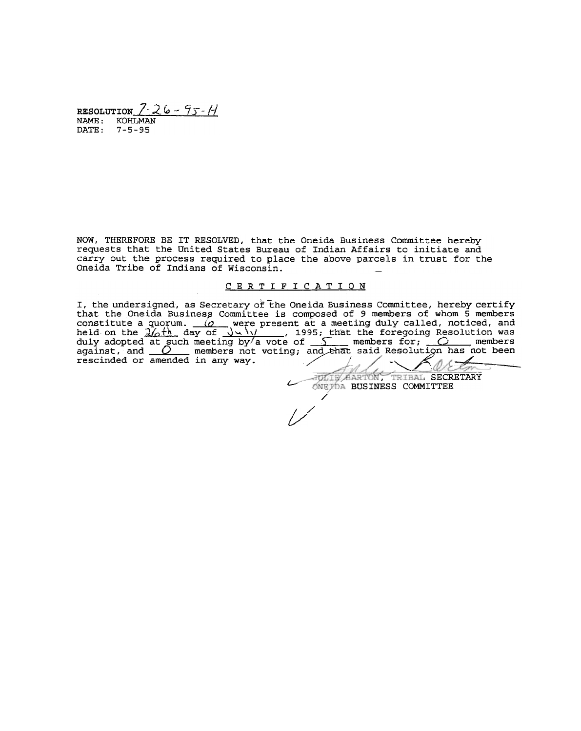RESOLUTION 7-26-95-H
NAME: KOHLMAN
DATE: 7-5-95

NOW, THEREFORE BE IT RESOLVED, that the Oneida Business Committee hereby requests that the United States Bureau of Indian Affairs to initiate and carry out the process required to place the above parcels in trust for the Oneida Tribe of Indians of Wisconsin.

## CERTIFICATION

I, the undersigned, as Secretary of the Oneida Business Committee, hereby certify that the Oneida Business Committee is composed of 9 members of whom 5 members constitute a quorum. 6 were present at a meeting duly called, noticed, and held on the 26th day of July, 1995; that the foregoing Resolution was duly adopted at such meeting by a vote of 5 members for; 0 members against, and 0 members not voting; and that said Resolution has not been rescinded or amended in any way.

JULIE BARTON, TRIBAL SECRETARY
ONEIDA BUSINESS COMMITTEE